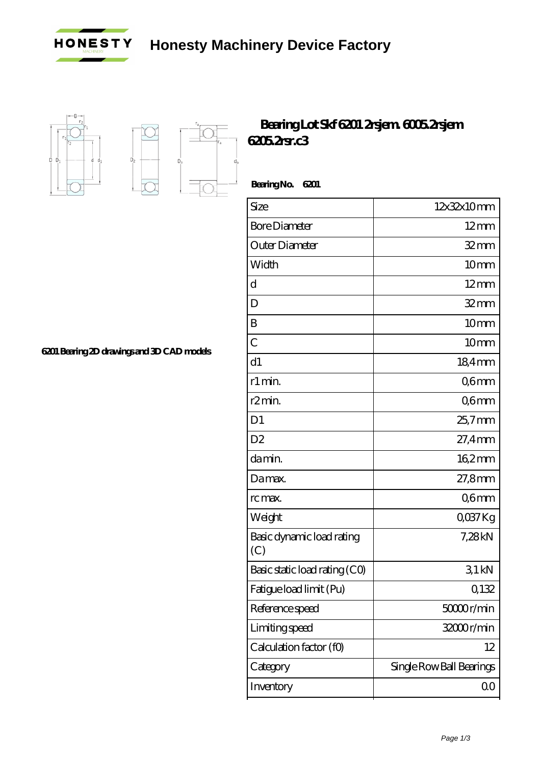# Honesty Machinery Device Factory

## Bearing Lot Skf 6201 2rsjem. 6005.2rsjem 6205.2rsr.c3

**6201 Bearing 2D drawings and 3D CAD models**

**Bearing No.** 6201

| | |
|---|---|
| Size | 12x32x10 mm |
| Bore Diameter | 12 mm |
| Outer Diameter | 32 mm |
| Width | 10 mm |
| d | 12 mm |
| D | 32 mm |
| B | 10 mm |
| C | 10 mm |
| d1 | 18,4 mm |
| r1 min. | 0,6 mm |
| r2 min. | 0,6 mm |
| D1 | 25,7 mm |
| D2 | 27,4 mm |
| da min. | 16,2 mm |
| Da max. | 27,8 mm |
| rc max. | 0,6 mm |
| Weight | 0,037 Kg |
| Basic dynamic load rating (C) | 7,28 kN |
| Basic static load rating (C0) | 3,1 kN |
| Fatigue load limit (Pu) | 0,132 |
| Reference speed | 50000 r/min |
| Limiting speed | 32000 r/min |
| Calculation factor (f0) | 12 |
| Category | Single Row Ball Bearings |
| Inventory | 0.0 |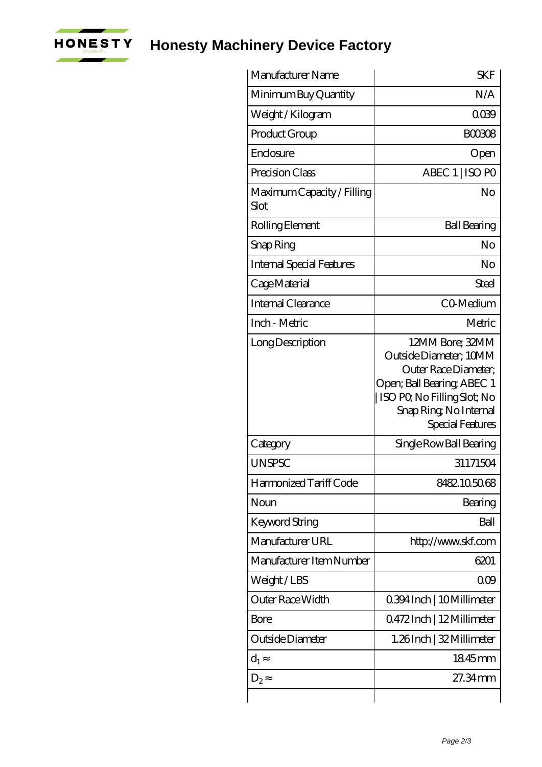# Honesty Machinery Device Factory

| | |
|---|---|
| Manufacturer Name | SKF |
| Minimum Buy Quantity | N/A |
| Weight / Kilogram | 0.039 |
| Product Group | B00308 |
| Enclosure | Open |
| Precision Class | ABEC 1 \| ISO P0 |
| Maximum Capacity / Filling Slot | No |
| Rolling Element | Ball Bearing |
| Snap Ring | No |
| Internal Special Features | No |
| Cage Material | Steel |
| Internal Clearance | C0-Medium |
| Inch - Metric | Metric |
| Long Description | 12MM Bore; 32MM Outside Diameter; 10MM Outer Race Diameter; Open; Ball Bearing; ABEC 1 \| ISO P0; No Filling Slot; No Snap Ring; No Internal Special Features |
| Category | Single Row Ball Bearing |
| UNSPSC | 31171504 |
| Harmonized Tariff Code | 8482.10.50.68 |
| Noun | Bearing |
| Keyword String | Ball |
| Manufacturer URL | http://www.skf.com |
| Manufacturer Item Number | 6201 |
| Weight / LBS | 0.09 |
| Outer Race Width | 0.394 Inch \| 10 Millimeter |
| Bore | 0.472 Inch \| 12 Millimeter |
| Outside Diameter | 1.26 Inch \| 32 Millimeter |
| $d_1 \approx$ | 18.45 mm |
| $D_2 \approx$ | 27.34 mm |
| | |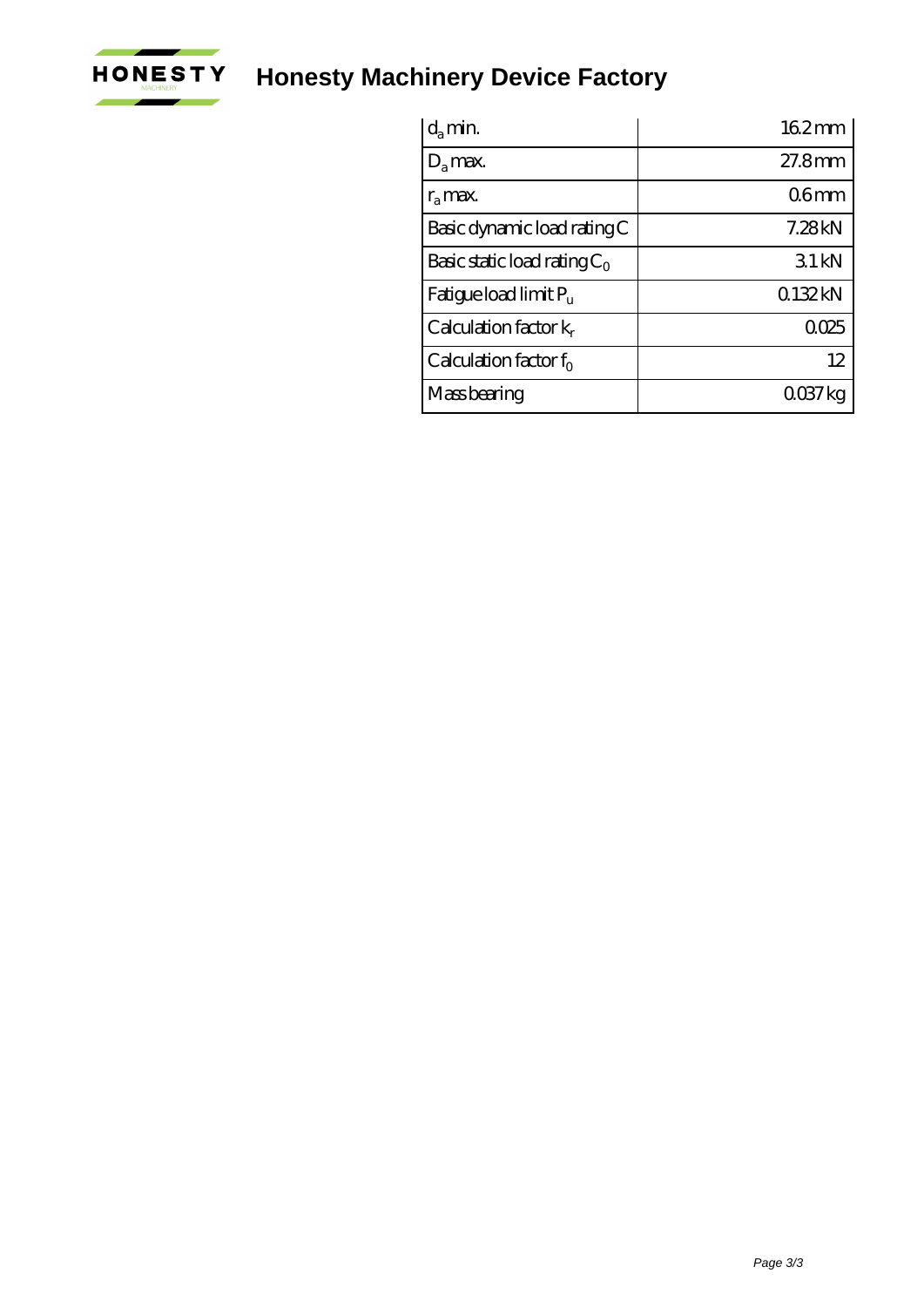# Honesty Machinery Device Factory

| | |
|---|---|
| $d_a$ min. | 16.2 mm |
| $D_a$ max. | 27.8 mm |
| $r_a$ max. | 0.6 mm |
| Basic dynamic load rating C | 7.28 kN |
| Basic static load rating $C_0$ | 3.1 kN |
| Fatigue load limit $P_u$ | 0.132 kN |
| Calculation factor $k_r$ | 0.025 |
| Calculation factor $f_0$ | 12 |
| Mass bearing | 0.037 kg |